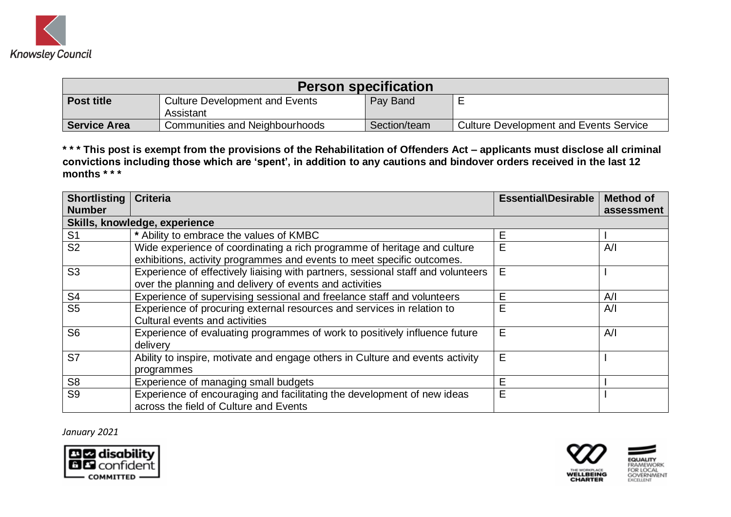Knowsley Council

| Person specification | | | |
|---|---|---|---|
| **Post title** | Culture Development and Events Assistant | Pay Band | E |
| **Service Area** | Communities and Neighbourhoods | Section/team | Culture Development and Events Service |

*** This post is exempt from the provisions of the Rehabilitation of Offenders Act – applicants must disclose all criminal convictions including those which are 'spent', in addition to any cautions and bindover orders received in the last 12 months ***

| Shortlisting Number | Criteria | Essential\Desirable | Method of assessment |
|---|---|---|---|
| **Skills, knowledge, experience** | | | |
| S1 | * Ability to embrace the values of KMBC | E | I |
| S2 | Wide experience of coordinating a rich programme of heritage and culture exhibitions, activity programmes and events to meet specific outcomes. | E | A/I |
| S3 | Experience of effectively liaising with partners, sessional staff and volunteers over the planning and delivery of events and activities | E | I |
| S4 | Experience of supervising sessional and freelance staff and volunteers | E | A/I |
| S5 | Experience of procuring external resources and services in relation to Cultural events and activities | E | A/I |
| S6 | Experience of evaluating programmes of work to positively influence future delivery | E | A/I |
| S7 | Ability to inspire, motivate and engage others in Culture and events activity programmes | E | I |
| S8 | Experience of managing small budgets | E | I |
| S9 | Experience of encouraging and facilitating the development of new ideas across the field of Culture and Events | E | I |

*January 2021*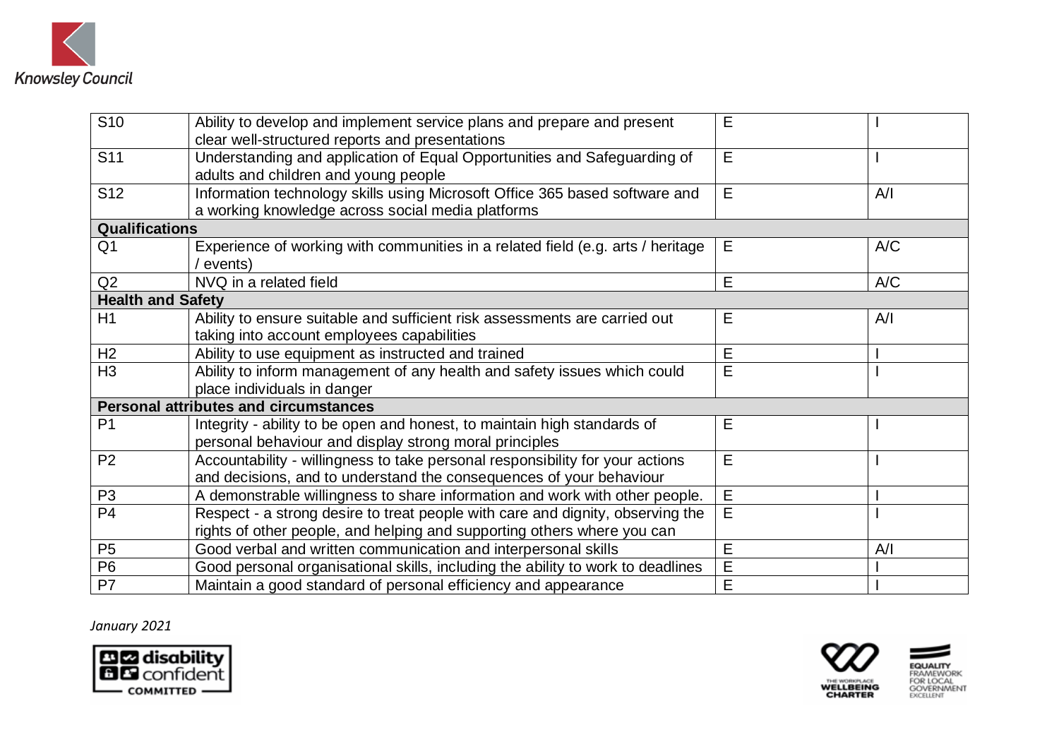| | | | |
|---|---|---|---|
| S10 | Ability to develop and implement service plans and prepare and present clear well-structured reports and presentations | E | I |
| S11 | Understanding and application of Equal Opportunities and Safeguarding of adults and children and young people | E | I |
| S12 | Information technology skills using Microsoft Office 365 based software and a working knowledge across social media platforms | E | A/I |
| **Qualifications** | | | |
| Q1 | Experience of working with communities in a related field (e.g. arts / heritage / events) | E | A/C |
| Q2 | NVQ in a related field | E | A/C |
| **Health and Safety** | | | |
| H1 | Ability to ensure suitable and sufficient risk assessments are carried out taking into account employees capabilities | E | A/I |
| H2 | Ability to use equipment as instructed and trained | E | I |
| H3 | Ability to inform management of any health and safety issues which could place individuals in danger | E | I |
| **Personal attributes and circumstances** | | | |
| P1 | Integrity - ability to be open and honest, to maintain high standards of personal behaviour and display strong moral principles | E | I |
| P2 | Accountability - willingness to take personal responsibility for your actions and decisions, and to understand the consequences of your behaviour | E | I |
| P3 | A demonstrable willingness to share information and work with other people. | E | I |
| P4 | Respect - a strong desire to treat people with care and dignity, observing the rights of other people, and helping and supporting others where you can | E | I |
| P5 | Good verbal and written communication and interpersonal skills | E | A/I |
| P6 | Good personal organisational skills, including the ability to work to deadlines | E | I |
| P7 | Maintain a good standard of personal efficiency and appearance | E | I |

*January 2021*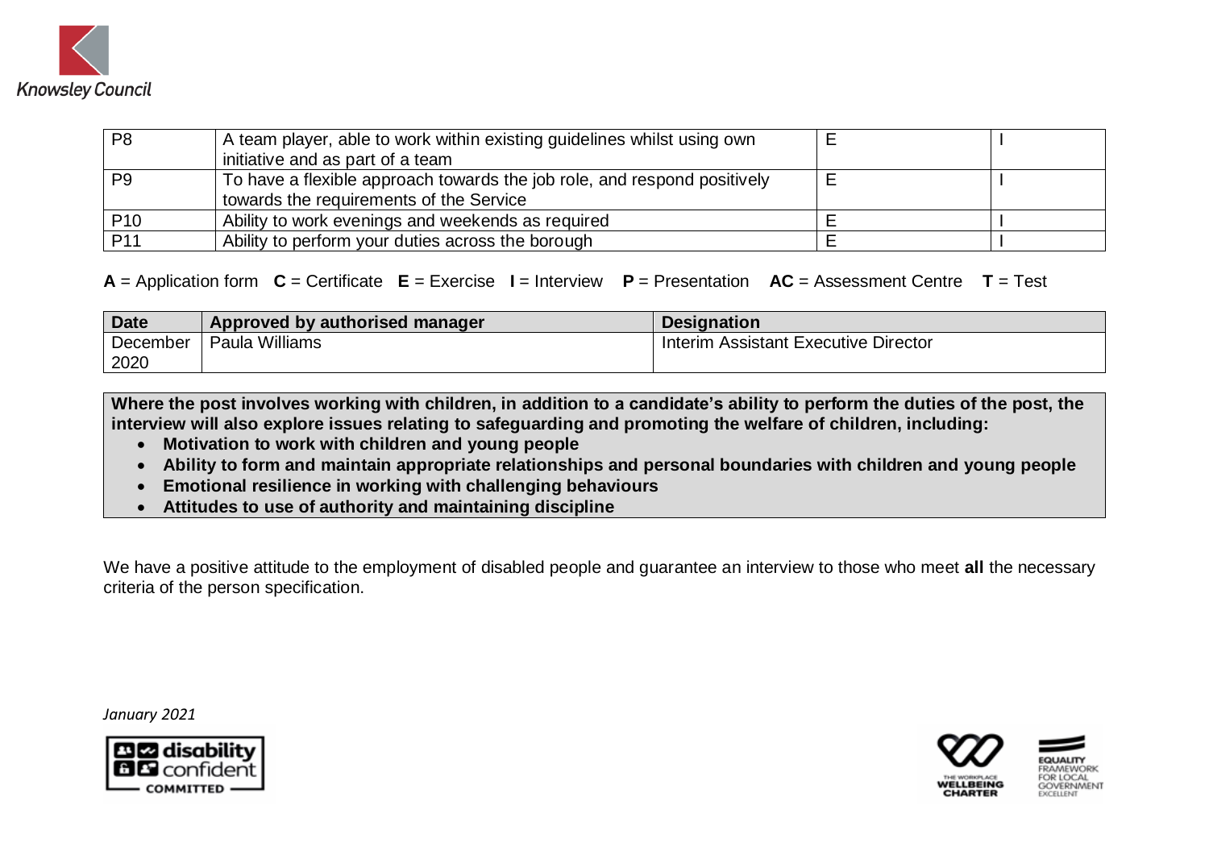| | | | |
|---|---|---|---|
| P8 | A team player, able to work within existing guidelines whilst using own initiative and as part of a team | E | I |
| P9 | To have a flexible approach towards the job role, and respond positively towards the requirements of the Service | E | I |
| P10 | Ability to work evenings and weekends as required | E | I |
| P11 | Ability to perform your duties across the borough | E | I |

**A** = Application form **C** = Certificate **E** = Exercise **I** = Interview **P** = Presentation **AC** = Assessment Centre **T** = Test

| Date | Approved by authorised manager | Designation |
|---|---|---|
| December 2020 | Paula Williams | Interim Assistant Executive Director |

**Where the post involves working with children, in addition to a candidate's ability to perform the duties of the post, the interview will also explore issues relating to safeguarding and promoting the welfare of children, including:**

- **Motivation to work with children and young people**
- **Ability to form and maintain appropriate relationships and personal boundaries with children and young people**
- **Emotional resilience in working with challenging behaviours**
- **Attitudes to use of authority and maintaining discipline**

We have a positive attitude to the employment of disabled people and guarantee an interview to those who meet **all** the necessary criteria of the person specification.

*January 2021*